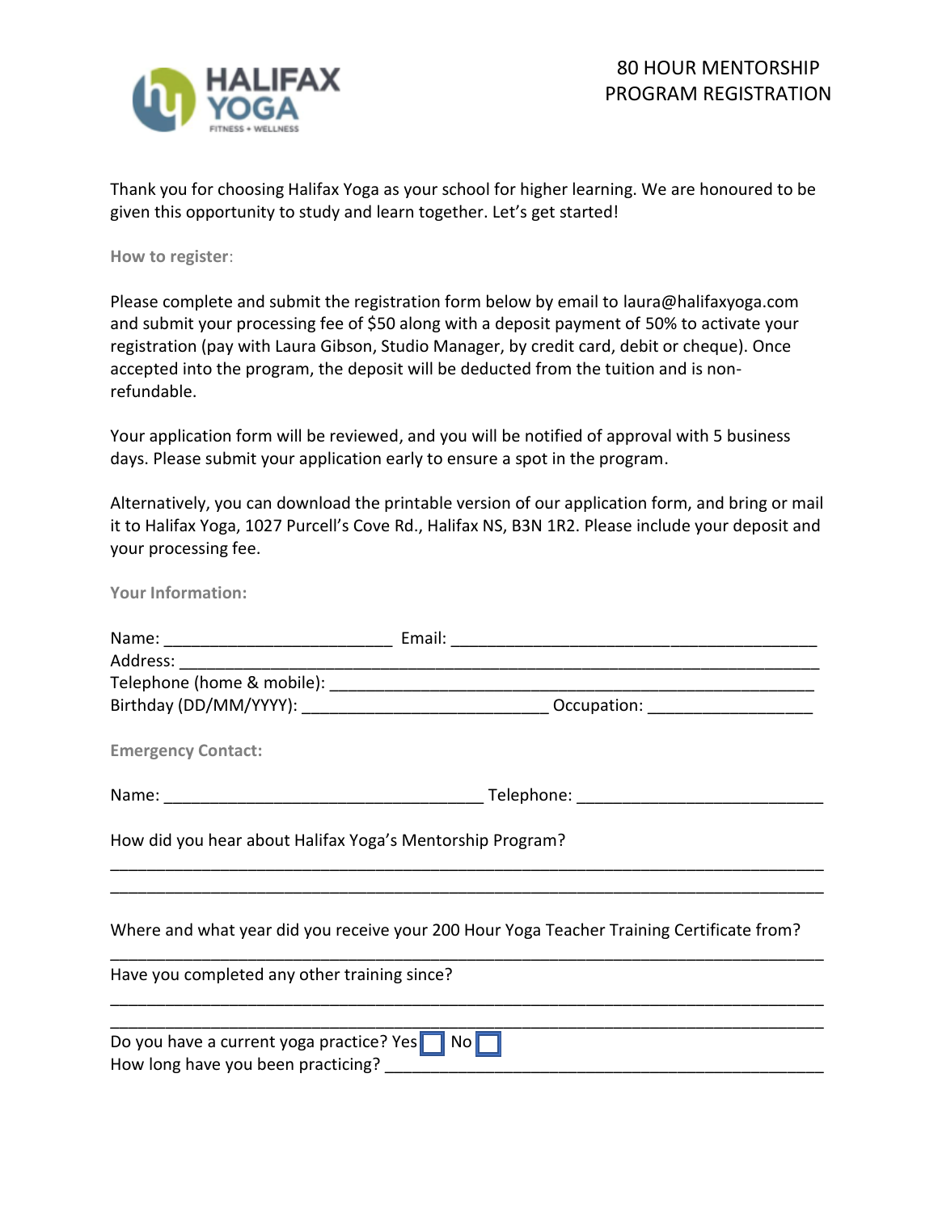HALIFAX YOGA
FITNESS + WELLNESS

# 80 HOUR MENTORSHIP PROGRAM REGISTRATION

Thank you for choosing Halifax Yoga as your school for higher learning. We are honoured to be given this opportunity to study and learn together. Let's get started!

**How to register**:

Please complete and submit the registration form below by email to laura@halifaxyoga.com and submit your processing fee of $50 along with a deposit payment of 50% to activate your registration (pay with Laura Gibson, Studio Manager, by credit card, debit or cheque). Once accepted into the program, the deposit will be deducted from the tuition and is non-refundable.

Your application form will be reviewed, and you will be notified of approval with 5 business days. Please submit your application early to ensure a spot in the program.

Alternatively, you can download the printable version of our application form, and bring or mail it to Halifax Yoga, 1027 Purcell's Cove Rd., Halifax NS, B3N 1R2. Please include your deposit and your processing fee.

**Your Information:**

Name: ________________________ Email: ________________________________________
Address: ______________________________________________________________________
Telephone (home & mobile): _____________________________________________________
Birthday (DD/MM/YYYY): __________________________ Occupation: __________________

**Emergency Contact:**

Name: ___________________________________ Telephone: ___________________________

How did you hear about Halifax Yoga's Mentorship Program?

_______________________________________________________________________________
_______________________________________________________________________________

Where and what year did you receive your 200 Hour Yoga Teacher Training Certificate from?

_______________________________________________________________________________

Have you completed any other training since?

_______________________________________________________________________________
_______________________________________________________________________________

Do you have a current yoga practice? Yes ☐ No ☐
How long have you been practicing? _______________________________________________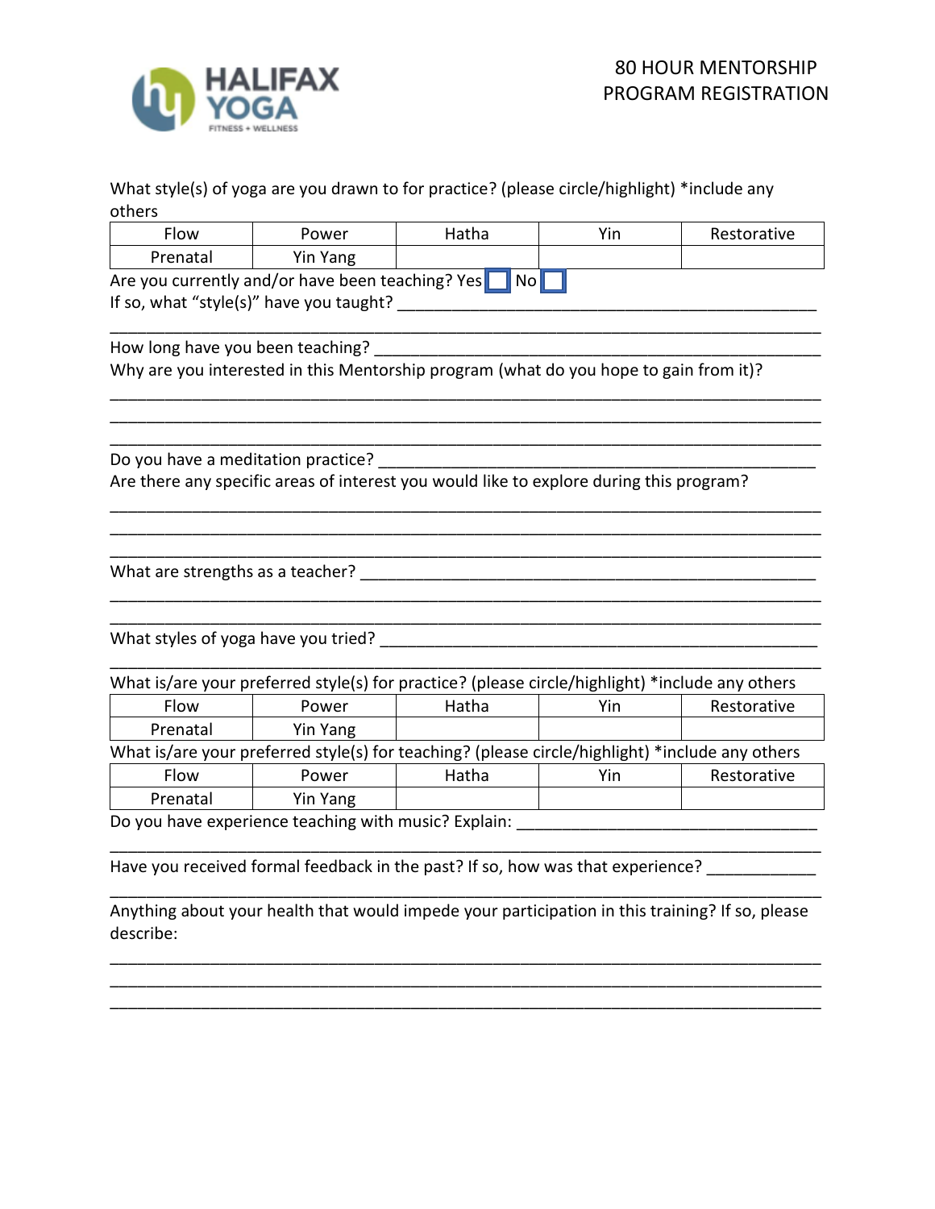# 80 HOUR MENTORSHIP PROGRAM REGISTRATION

What style(s) of yoga are you drawn to for practice? (please circle/highlight) *include any others

| Flow | Power | Hatha | Yin | Restorative |
|---|---|---|---|---|
| Prenatal | Yin Yang | | | |

Are you currently and/or have been teaching? Yes ☐ No ☐

If so, what "style(s)" have you taught? ____________________________________________

______________________________________________________________________________

How long have you been teaching? ________________________________________________

Why are you interested in this Mentorship program (what do you hope to gain from it)?

______________________________________________________________________________

______________________________________________________________________________

______________________________________________________________________________

Do you have a meditation practice? _______________________________________________

Are there any specific areas of interest you would like to explore during this program?

______________________________________________________________________________

______________________________________________________________________________

______________________________________________________________________________

What are strengths as a teacher? __________________________________________________

______________________________________________________________________________

______________________________________________________________________________

What styles of yoga have you tried? ________________________________________________

______________________________________________________________________________

What is/are your preferred style(s) for practice? (please circle/highlight) *include any others

| Flow | Power | Hatha | Yin | Restorative |
|---|---|---|---|---|
| Prenatal | Yin Yang | | | |

What is/are your preferred style(s) for teaching? (please circle/highlight) *include any others

| Flow | Power | Hatha | Yin | Restorative |
|---|---|---|---|---|
| Prenatal | Yin Yang | | | |

Do you have experience teaching with music? Explain: _________________________________

______________________________________________________________________________

Have you received formal feedback in the past? If so, how was that experience? ____________

______________________________________________________________________________

Anything about your health that would impede your participation in this training? If so, please describe:

______________________________________________________________________________

______________________________________________________________________________

______________________________________________________________________________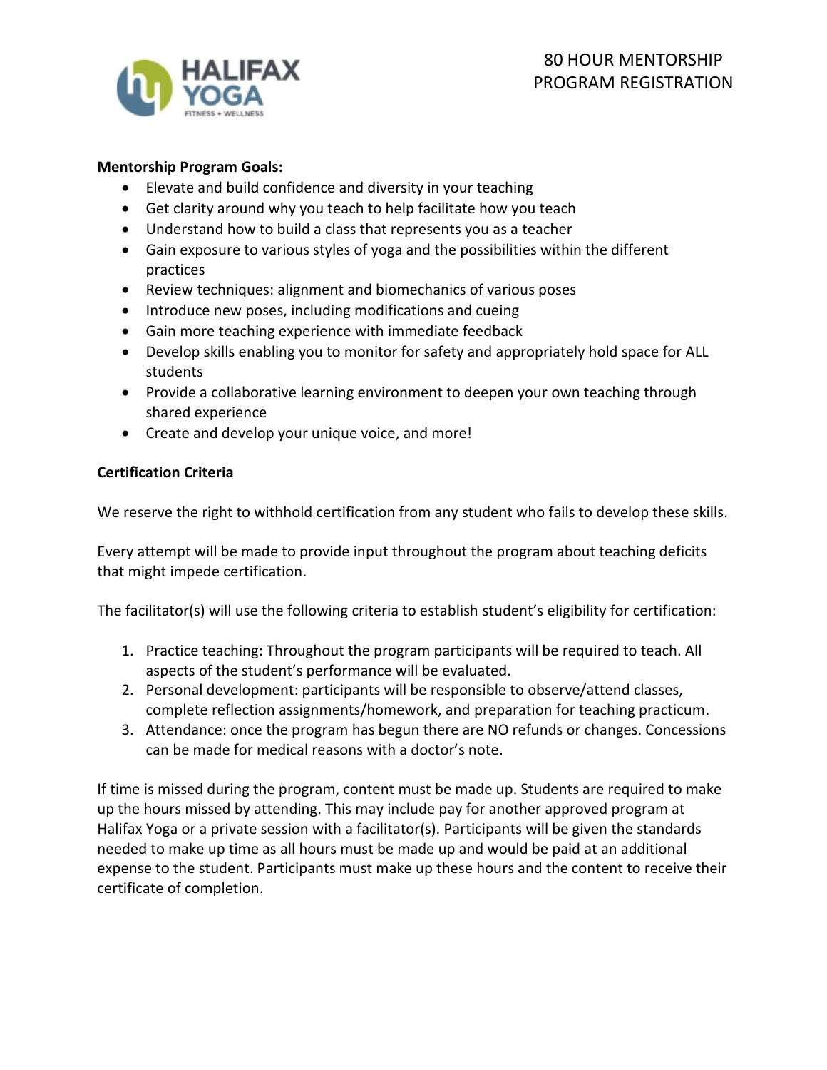# 80 HOUR MENTORSHIP PROGRAM REGISTRATION

**Mentorship Program Goals:**

- Elevate and build confidence and diversity in your teaching
- Get clarity around why you teach to help facilitate how you teach
- Understand how to build a class that represents you as a teacher
- Gain exposure to various styles of yoga and the possibilities within the different practices
- Review techniques: alignment and biomechanics of various poses
- Introduce new poses, including modifications and cueing
- Gain more teaching experience with immediate feedback
- Develop skills enabling you to monitor for safety and appropriately hold space for ALL students
- Provide a collaborative learning environment to deepen your own teaching through shared experience
- Create and develop your unique voice, and more!

**Certification Criteria**

We reserve the right to withhold certification from any student who fails to develop these skills.

Every attempt will be made to provide input throughout the program about teaching deficits that might impede certification.

The facilitator(s) will use the following criteria to establish student's eligibility for certification:

1. Practice teaching: Throughout the program participants will be required to teach. All aspects of the student's performance will be evaluated.
2. Personal development: participants will be responsible to observe/attend classes, complete reflection assignments/homework, and preparation for teaching practicum.
3. Attendance: once the program has begun there are NO refunds or changes. Concessions can be made for medical reasons with a doctor's note.

If time is missed during the program, content must be made up. Students are required to make up the hours missed by attending. This may include pay for another approved program at Halifax Yoga or a private session with a facilitator(s). Participants will be given the standards needed to make up time as all hours must be made up and would be paid at an additional expense to the student. Participants must make up these hours and the content to receive their certificate of completion.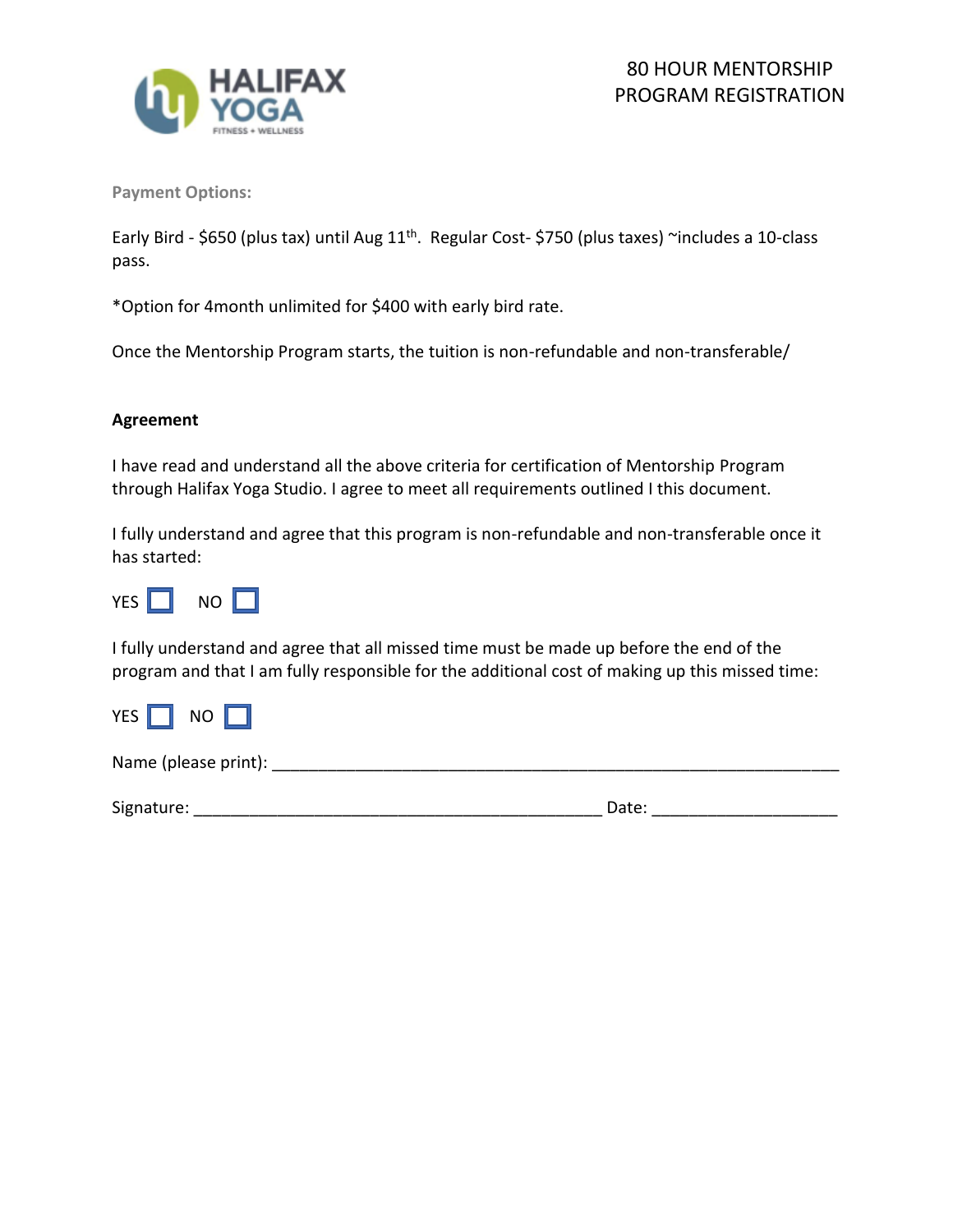80 HOUR MENTORSHIP PROGRAM REGISTRATION

**Payment Options:**

Early Bird - $650 (plus tax) until Aug 11th. Regular Cost- $750 (plus taxes) ~includes a 10-class pass.

*Option for 4month unlimited for $400 with early bird rate.

Once the Mentorship Program starts, the tuition is non-refundable and non-transferable/

**Agreement**

I have read and understand all the above criteria for certification of Mentorship Program through Halifax Yoga Studio. I agree to meet all requirements outlined I this document.

I fully understand and agree that this program is non-refundable and non-transferable once it has started:

YES ☐ NO ☐

I fully understand and agree that all missed time must be made up before the end of the program and that I am fully responsible for the additional cost of making up this missed time:

YES ☐ NO ☐

Name (please print): ____________________________________________

Signature: ______________________________ Date: ____________________